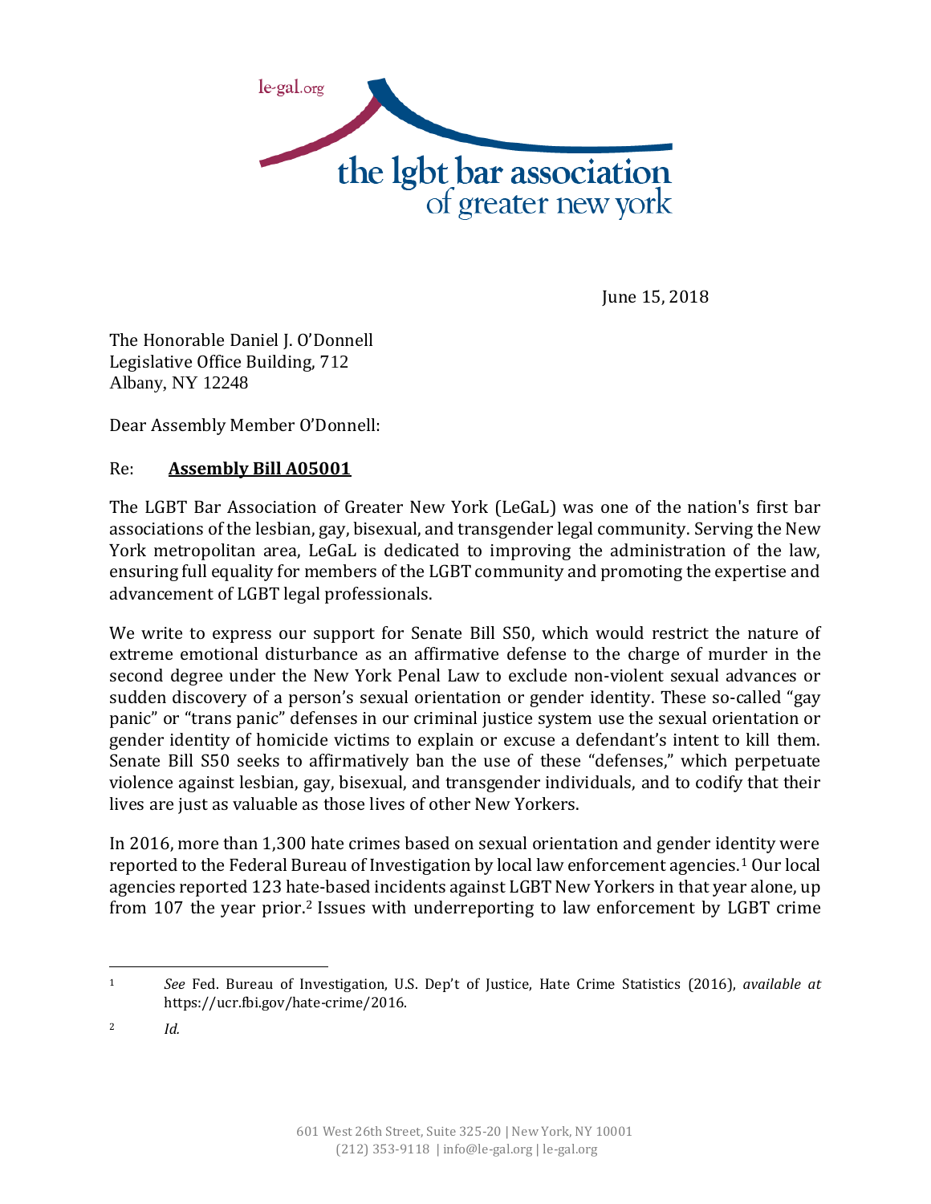le-gal.org

the lgbt bar association of greater new york

June 15, 2018

The Honorable Daniel J. O'Donnell
Legislative Office Building, 712
Albany, NY 12248

Dear Assembly Member O'Donnell:

Re: **Assembly Bill A05001**

The LGBT Bar Association of Greater New York (LeGaL) was one of the nation's first bar associations of the lesbian, gay, bisexual, and transgender legal community. Serving the New York metropolitan area, LeGaL is dedicated to improving the administration of the law, ensuring full equality for members of the LGBT community and promoting the expertise and advancement of LGBT legal professionals.

We write to express our support for Senate Bill S50, which would restrict the nature of extreme emotional disturbance as an affirmative defense to the charge of murder in the second degree under the New York Penal Law to exclude non-violent sexual advances or sudden discovery of a person's sexual orientation or gender identity. These so-called "gay panic" or "trans panic" defenses in our criminal justice system use the sexual orientation or gender identity of homicide victims to explain or excuse a defendant's intent to kill them. Senate Bill S50 seeks to affirmatively ban the use of these "defenses," which perpetuate violence against lesbian, gay, bisexual, and transgender individuals, and to codify that their lives are just as valuable as those lives of other New Yorkers.

In 2016, more than 1,300 hate crimes based on sexual orientation and gender identity were reported to the Federal Bureau of Investigation by local law enforcement agencies.[1] Our local agencies reported 123 hate-based incidents against LGBT New Yorkers in that year alone, up from 107 the year prior.[2] Issues with underreporting to law enforcement by LGBT crime

---

[1] *See* Fed. Bureau of Investigation, U.S. Dep't of Justice, Hate Crime Statistics (2016), *available at* https://ucr.fbi.gov/hate-crime/2016.

[2] *Id.*

601 West 26th Street, Suite 325-20 | New York, NY 10001
(212) 353-9118 | info@le-gal.org | le-gal.org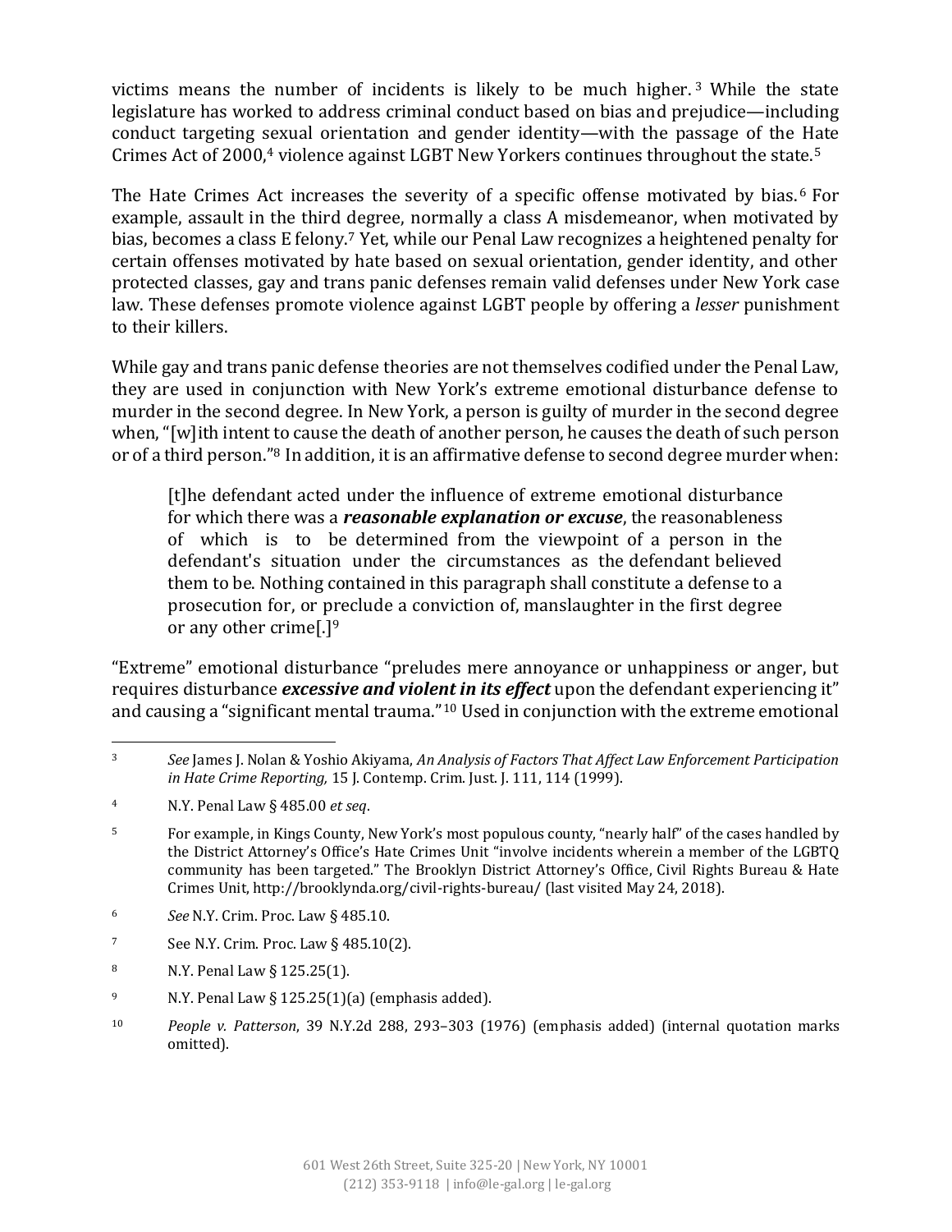victims means the number of incidents is likely to be much higher.[3] While the state legislature has worked to address criminal conduct based on bias and prejudice—including conduct targeting sexual orientation and gender identity—with the passage of the Hate Crimes Act of 2000,[4] violence against LGBT New Yorkers continues throughout the state.[5]

The Hate Crimes Act increases the severity of a specific offense motivated by bias.[6] For example, assault in the third degree, normally a class A misdemeanor, when motivated by bias, becomes a class E felony.[7] Yet, while our Penal Law recognizes a heightened penalty for certain offenses motivated by hate based on sexual orientation, gender identity, and other protected classes, gay and trans panic defenses remain valid defenses under New York case law. These defenses promote violence against LGBT people by offering a *lesser* punishment to their killers.

While gay and trans panic defense theories are not themselves codified under the Penal Law, they are used in conjunction with New York's extreme emotional disturbance defense to murder in the second degree. In New York, a person is guilty of murder in the second degree when, "[w]ith intent to cause the death of another person, he causes the death of such person or of a third person."[8] In addition, it is an affirmative defense to second degree murder when:

> [t]he defendant acted under the influence of extreme emotional disturbance for which there was a ***reasonable explanation or excuse***, the reasonableness of which is to be determined from the viewpoint of a person in the defendant's situation under the circumstances as the defendant believed them to be. Nothing contained in this paragraph shall constitute a defense to a prosecution for, or preclude a conviction of, manslaughter in the first degree or any other crime[.][9]

"Extreme" emotional disturbance "preludes mere annoyance or unhappiness or anger, but requires disturbance ***excessive and violent in its effect*** upon the defendant experiencing it" and causing a "significant mental trauma."[10] Used in conjunction with the extreme emotional

---

[3] *See* James J. Nolan & Yoshio Akiyama, *An Analysis of Factors That Affect Law Enforcement Participation in Hate Crime Reporting,* 15 J. Contemp. Crim. Just. J. 111, 114 (1999).

[4] N.Y. Penal Law § 485.00 *et seq*.

[5] For example, in Kings County, New York's most populous county, "nearly half" of the cases handled by the District Attorney's Office's Hate Crimes Unit "involve incidents wherein a member of the LGBTQ community has been targeted." The Brooklyn District Attorney's Office, Civil Rights Bureau & Hate Crimes Unit, http://brooklynda.org/civil-rights-bureau/ (last visited May 24, 2018).

[6] *See* N.Y. Crim. Proc. Law § 485.10.

[7] See N.Y. Crim. Proc. Law § 485.10(2).

[8] N.Y. Penal Law § 125.25(1).

[9] N.Y. Penal Law § 125.25(1)(a) (emphasis added).

[10] *People v. Patterson*, 39 N.Y.2d 288, 293–303 (1976) (emphasis added) (internal quotation marks omitted).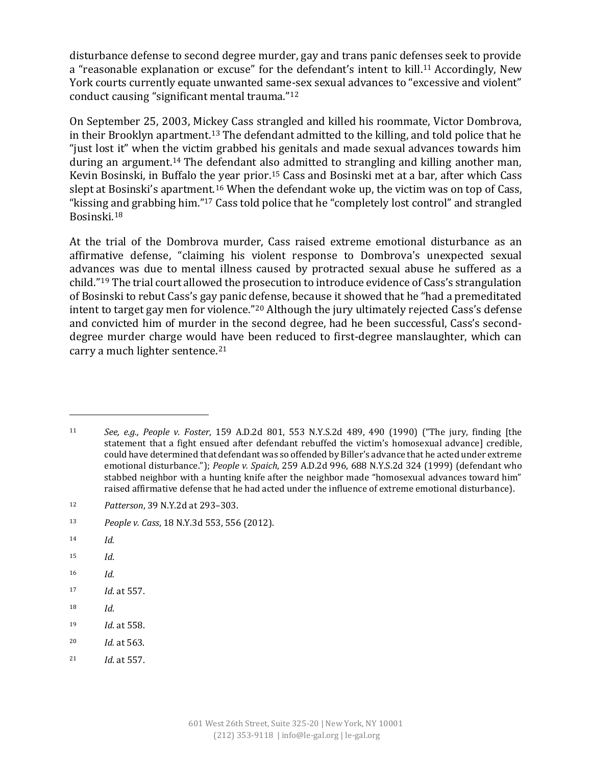disturbance defense to second degree murder, gay and trans panic defenses seek to provide a "reasonable explanation or excuse" for the defendant's intent to kill.[11] Accordingly, New York courts currently equate unwanted same-sex sexual advances to "excessive and violent" conduct causing "significant mental trauma."[12]

On September 25, 2003, Mickey Cass strangled and killed his roommate, Victor Dombrova, in their Brooklyn apartment.[13] The defendant admitted to the killing, and told police that he "just lost it" when the victim grabbed his genitals and made sexual advances towards him during an argument.[14] The defendant also admitted to strangling and killing another man, Kevin Bosinski, in Buffalo the year prior.[15] Cass and Bosinski met at a bar, after which Cass slept at Bosinski's apartment.[16] When the defendant woke up, the victim was on top of Cass, "kissing and grabbing him."[17] Cass told police that he "completely lost control" and strangled Bosinski.[18]

At the trial of the Dombrova murder, Cass raised extreme emotional disturbance as an affirmative defense, "claiming his violent response to Dombrova's unexpected sexual advances was due to mental illness caused by protracted sexual abuse he suffered as a child."[19] The trial court allowed the prosecution to introduce evidence of Cass's strangulation of Bosinski to rebut Cass's gay panic defense, because it showed that he "had a premeditated intent to target gay men for violence."[20] Although the jury ultimately rejected Cass's defense and convicted him of murder in the second degree, had he been successful, Cass's second-degree murder charge would have been reduced to first-degree manslaughter, which can carry a much lighter sentence.[21]

---

[11] *See, e.g., People v. Foster*, 159 A.D.2d 801, 553 N.Y.S.2d 489, 490 (1990) ("The jury, finding [the statement that a fight ensued after defendant rebuffed the victim's homosexual advance] credible, could have determined that defendant was so offended by Biller's advance that he acted under extreme emotional disturbance."); *People v. Spaich*, 259 A.D.2d 996, 688 N.Y.S.2d 324 (1999) (defendant who stabbed neighbor with a hunting knife after the neighbor made "homosexual advances toward him" raised affirmative defense that he had acted under the influence of extreme emotional disturbance).

[12] *Patterson*, 39 N.Y.2d at 293–303.

[13] *People v. Cass*, 18 N.Y.3d 553, 556 (2012).

[14] *Id.*

[15] *Id.*

[16] *Id.*

[17] *Id.* at 557.

[18] *Id.*

[19] *Id.* at 558.

[20] *Id.* at 563.

[21] *Id.* at 557.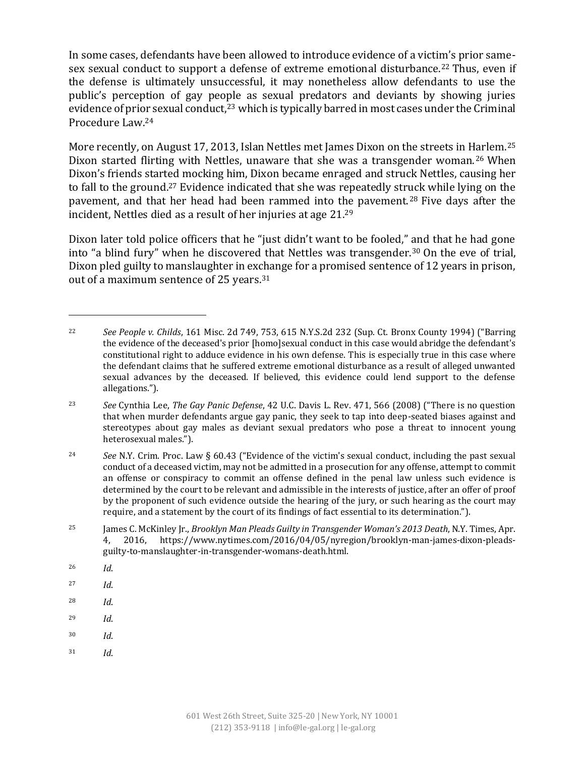In some cases, defendants have been allowed to introduce evidence of a victim's prior same-sex sexual conduct to support a defense of extreme emotional disturbance.[22] Thus, even if the defense is ultimately unsuccessful, it may nonetheless allow defendants to use the public's perception of gay people as sexual predators and deviants by showing juries evidence of prior sexual conduct,[23] which is typically barred in most cases under the Criminal Procedure Law.[24]

More recently, on August 17, 2013, Islan Nettles met James Dixon on the streets in Harlem.[25] Dixon started flirting with Nettles, unaware that she was a transgender woman.[26] When Dixon's friends started mocking him, Dixon became enraged and struck Nettles, causing her to fall to the ground.[27] Evidence indicated that she was repeatedly struck while lying on the pavement, and that her head had been rammed into the pavement.[28] Five days after the incident, Nettles died as a result of her injuries at age 21.[29]

Dixon later told police officers that he "just didn't want to be fooled," and that he had gone into "a blind fury" when he discovered that Nettles was transgender.[30] On the eve of trial, Dixon pled guilty to manslaughter in exchange for a promised sentence of 12 years in prison, out of a maximum sentence of 25 years.[31]

---

[22] *See People v. Childs*, 161 Misc. 2d 749, 753, 615 N.Y.S.2d 232 (Sup. Ct. Bronx County 1994) ("Barring the evidence of the deceased's prior [homo]sexual conduct in this case would abridge the defendant's constitutional right to adduce evidence in his own defense. This is especially true in this case where the defendant claims that he suffered extreme emotional disturbance as a result of alleged unwanted sexual advances by the deceased. If believed, this evidence could lend support to the defense allegations.").

[23] *See* Cynthia Lee, *The Gay Panic Defense*, 42 U.C. Davis L. Rev. 471, 566 (2008) ("There is no question that when murder defendants argue gay panic, they seek to tap into deep-seated biases against and stereotypes about gay males as deviant sexual predators who pose a threat to innocent young heterosexual males.").

[24] *See* N.Y. Crim. Proc. Law § 60.43 ("Evidence of the victim's sexual conduct, including the past sexual conduct of a deceased victim, may not be admitted in a prosecution for any offense, attempt to commit an offense or conspiracy to commit an offense defined in the penal law unless such evidence is determined by the court to be relevant and admissible in the interests of justice, after an offer of proof by the proponent of such evidence outside the hearing of the jury, or such hearing as the court may require, and a statement by the court of its findings of fact essential to its determination.").

[25] James C. McKinley Jr., *Brooklyn Man Pleads Guilty in Transgender Woman's 2013 Death*, N.Y. Times, Apr. 4, 2016, https://www.nytimes.com/2016/04/05/nyregion/brooklyn-man-james-dixon-pleads-guilty-to-manslaughter-in-transgender-womans-death.html.

[26] *Id.*

[27] *Id.*

[28] *Id.*

[29] *Id.*

[30] *Id.*

[31] *Id.*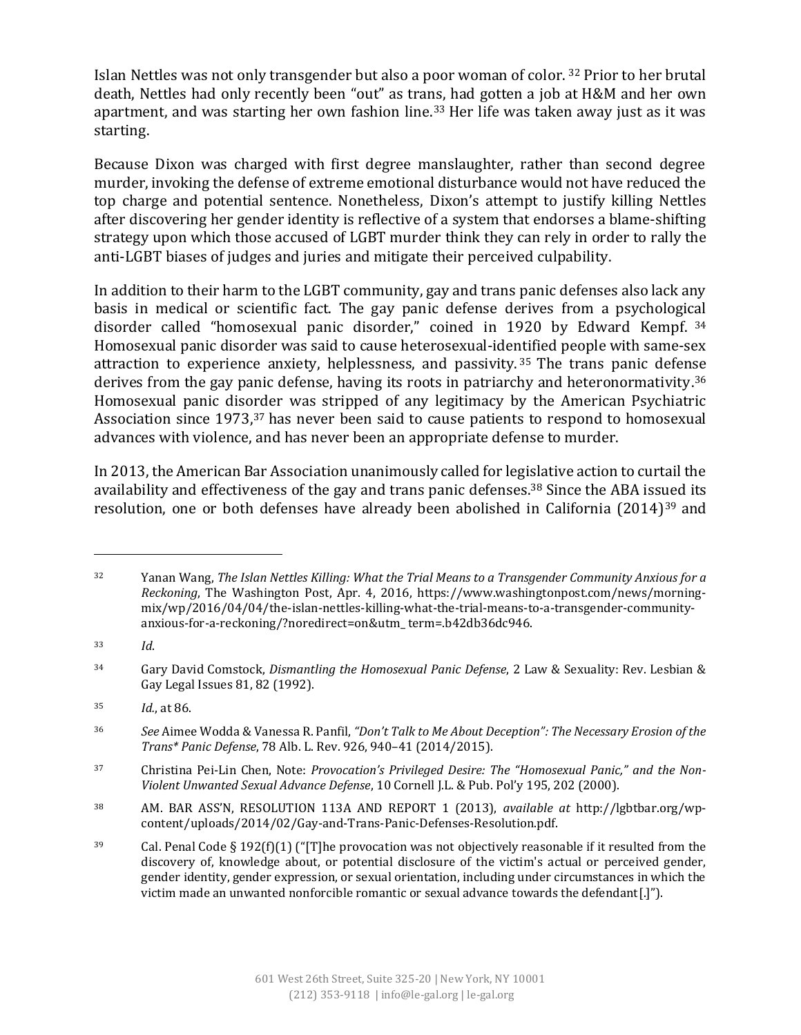Islan Nettles was not only transgender but also a poor woman of color.[32] Prior to her brutal death, Nettles had only recently been "out" as trans, had gotten a job at H&M and her own apartment, and was starting her own fashion line.[33] Her life was taken away just as it was starting.

Because Dixon was charged with first degree manslaughter, rather than second degree murder, invoking the defense of extreme emotional disturbance would not have reduced the top charge and potential sentence. Nonetheless, Dixon's attempt to justify killing Nettles after discovering her gender identity is reflective of a system that endorses a blame-shifting strategy upon which those accused of LGBT murder think they can rely in order to rally the anti-LGBT biases of judges and juries and mitigate their perceived culpability.

In addition to their harm to the LGBT community, gay and trans panic defenses also lack any basis in medical or scientific fact. The gay panic defense derives from a psychological disorder called "homosexual panic disorder," coined in 1920 by Edward Kempf.[34] Homosexual panic disorder was said to cause heterosexual-identified people with same-sex attraction to experience anxiety, helplessness, and passivity.[35] The trans panic defense derives from the gay panic defense, having its roots in patriarchy and heteronormativity.[36] Homosexual panic disorder was stripped of any legitimacy by the American Psychiatric Association since 1973,[37] has never been said to cause patients to respond to homosexual advances with violence, and has never been an appropriate defense to murder.

In 2013, the American Bar Association unanimously called for legislative action to curtail the availability and effectiveness of the gay and trans panic defenses.[38] Since the ABA issued its resolution, one or both defenses have already been abolished in California (2014)[39] and

---

[32] Yanan Wang, *The Islan Nettles Killing: What the Trial Means to a Transgender Community Anxious for a Reckoning*, The Washington Post, Apr. 4, 2016, https://www.washingtonpost.com/news/morning-mix/wp/2016/04/04/the-islan-nettles-killing-what-the-trial-means-to-a-transgender-community-anxious-for-a-reckoning/?noredirect=on&utm_ term=.b42db36dc946.

[33] *Id*.

[34] Gary David Comstock, *Dismantling the Homosexual Panic Defense*, 2 Law & Sexuality: Rev. Lesbian & Gay Legal Issues 81, 82 (1992).

[35] *Id.*, at 86.

[36] *See* Aimee Wodda & Vanessa R. Panfil, *"Don't Talk to Me About Deception": The Necessary Erosion of the Trans\* Panic Defense*, 78 Alb. L. Rev. 926, 940–41 (2014/2015).

[37] Christina Pei-Lin Chen, Note: *Provocation's Privileged Desire: The "Homosexual Panic," and the Non-Violent Unwanted Sexual Advance Defense*, 10 Cornell J.L. & Pub. Pol'y 195, 202 (2000).

[38] AM. BAR ASS'N, RESOLUTION 113A AND REPORT 1 (2013), *available at* http://lgbtbar.org/wp-content/uploads/2014/02/Gay-and-Trans-Panic-Defenses-Resolution.pdf.

[39] Cal. Penal Code § 192(f)(1) ("[T]he provocation was not objectively reasonable if it resulted from the discovery of, knowledge about, or potential disclosure of the victim's actual or perceived gender, gender identity, gender expression, or sexual orientation, including under circumstances in which the victim made an unwanted nonforcible romantic or sexual advance towards the defendant[.]").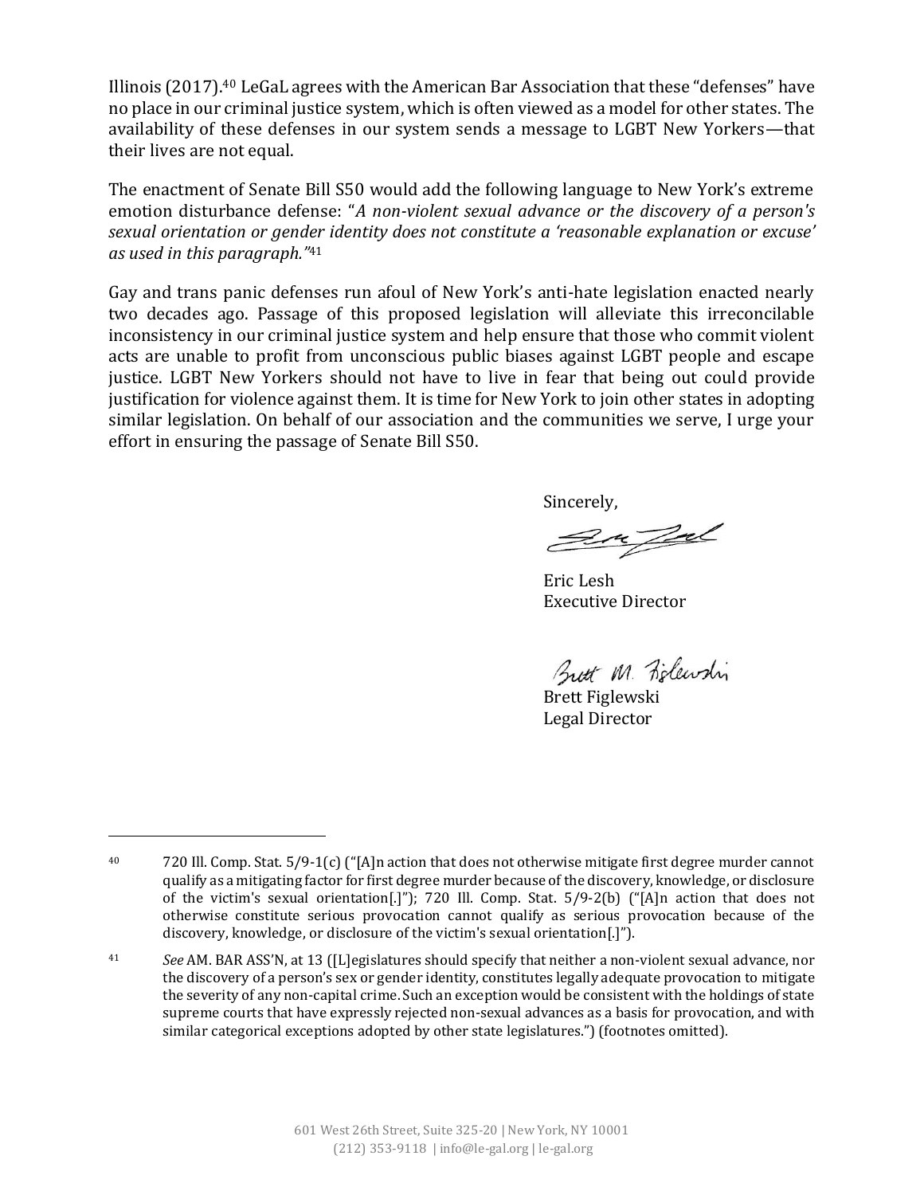Illinois (2017).[40] LeGaL agrees with the American Bar Association that these "defenses" have no place in our criminal justice system, which is often viewed as a model for other states. The availability of these defenses in our system sends a message to LGBT New Yorkers—that their lives are not equal.

The enactment of Senate Bill S50 would add the following language to New York's extreme emotion disturbance defense: "*A non-violent sexual advance or the discovery of a person's sexual orientation or gender identity does not constitute a 'reasonable explanation or excuse' as used in this paragraph."*[41]

Gay and trans panic defenses run afoul of New York's anti-hate legislation enacted nearly two decades ago. Passage of this proposed legislation will alleviate this irreconcilable inconsistency in our criminal justice system and help ensure that those who commit violent acts are unable to profit from unconscious public biases against LGBT people and escape justice. LGBT New Yorkers should not have to live in fear that being out could provide justification for violence against them. It is time for New York to join other states in adopting similar legislation. On behalf of our association and the communities we serve, I urge your effort in ensuring the passage of Senate Bill S50.

Sincerely,

Eric Lesh
Executive Director

Brett Figlewski
Legal Director

---

[40] 720 Ill. Comp. Stat. 5/9-1(c) ("[A]n action that does not otherwise mitigate first degree murder cannot qualify as a mitigating factor for first degree murder because of the discovery, knowledge, or disclosure of the victim's sexual orientation[.]"); 720 Ill. Comp. Stat. 5/9-2(b) ("[A]n action that does not otherwise constitute serious provocation cannot qualify as serious provocation because of the discovery, knowledge, or disclosure of the victim's sexual orientation[.]").

[41] *See* AM. BAR ASS'N, at 13 ([L]egislatures should specify that neither a non-violent sexual advance, nor the discovery of a person's sex or gender identity, constitutes legally adequate provocation to mitigate the severity of any non-capital crime. Such an exception would be consistent with the holdings of state supreme courts that have expressly rejected non-sexual advances as a basis for provocation, and with similar categorical exceptions adopted by other state legislatures.") (footnotes omitted).

601 West 26th Street, Suite 325-20 | New York, NY 10001
(212) 353-9118 | info@le-gal.org | le-gal.org